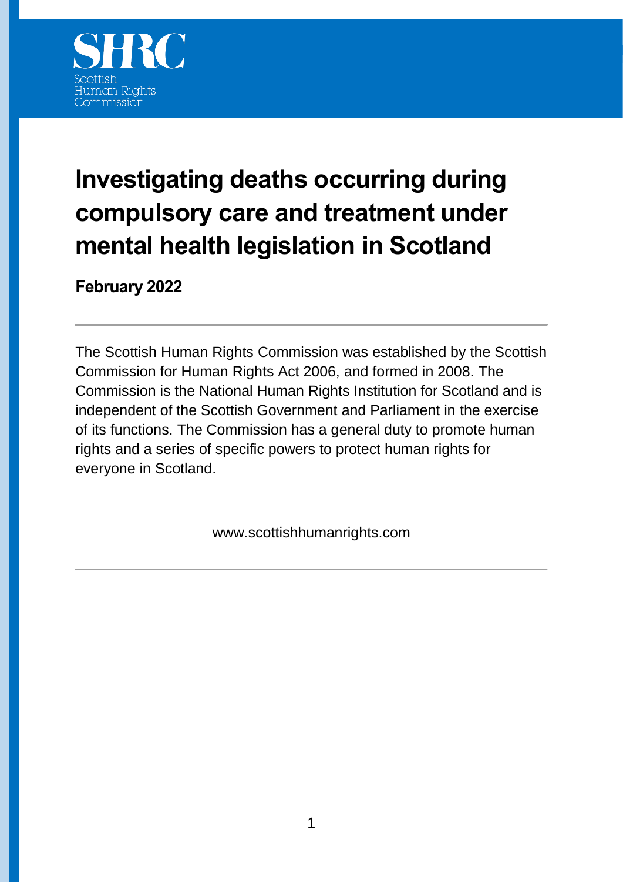SHRC

Scottish Human Rights Commission

# Investigating deaths occurring during compulsory care and treatment under mental health legislation in Scotland

**February 2022**

---

The Scottish Human Rights Commission was established by the Scottish Commission for Human Rights Act 2006, and formed in 2008. The Commission is the National Human Rights Institution for Scotland and is independent of the Scottish Government and Parliament in the exercise of its functions. The Commission has a general duty to promote human rights and a series of specific powers to protect human rights for everyone in Scotland.

www.scottishhumanrights.com

---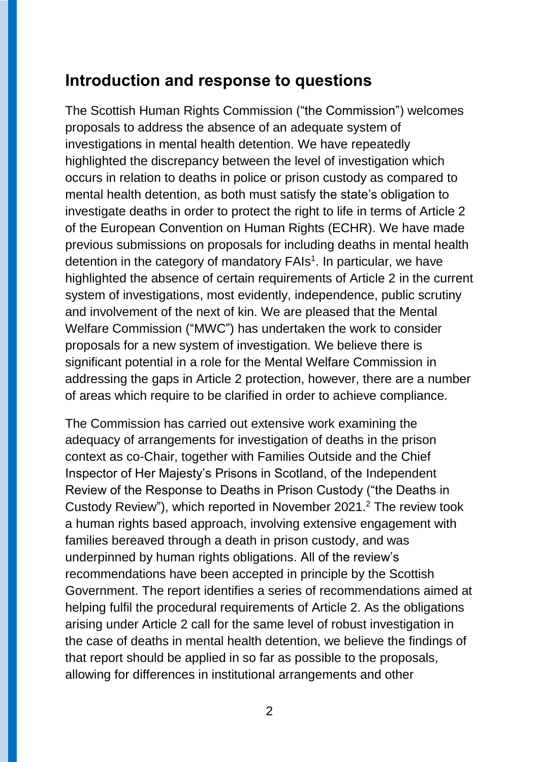## Introduction and response to questions

The Scottish Human Rights Commission ("the Commission") welcomes proposals to address the absence of an adequate system of investigations in mental health detention. We have repeatedly highlighted the discrepancy between the level of investigation which occurs in relation to deaths in police or prison custody as compared to mental health detention, as both must satisfy the state's obligation to investigate deaths in order to protect the right to life in terms of Article 2 of the European Convention on Human Rights (ECHR). We have made previous submissions on proposals for including deaths in mental health detention in the category of mandatory FAIs[1]. In particular, we have highlighted the absence of certain requirements of Article 2 in the current system of investigations, most evidently, independence, public scrutiny and involvement of the next of kin. We are pleased that the Mental Welfare Commission ("MWC") has undertaken the work to consider proposals for a new system of investigation. We believe there is significant potential in a role for the Mental Welfare Commission in addressing the gaps in Article 2 protection, however, there are a number of areas which require to be clarified in order to achieve compliance.

The Commission has carried out extensive work examining the adequacy of arrangements for investigation of deaths in the prison context as co-Chair, together with Families Outside and the Chief Inspector of Her Majesty's Prisons in Scotland, of the Independent Review of the Response to Deaths in Prison Custody ("the Deaths in Custody Review"), which reported in November 2021.[2] The review took a human rights based approach, involving extensive engagement with families bereaved through a death in prison custody, and was underpinned by human rights obligations. All of the review's recommendations have been accepted in principle by the Scottish Government. The report identifies a series of recommendations aimed at helping fulfil the procedural requirements of Article 2. As the obligations arising under Article 2 call for the same level of robust investigation in the case of deaths in mental health detention, we believe the findings of that report should be applied in so far as possible to the proposals, allowing for differences in institutional arrangements and other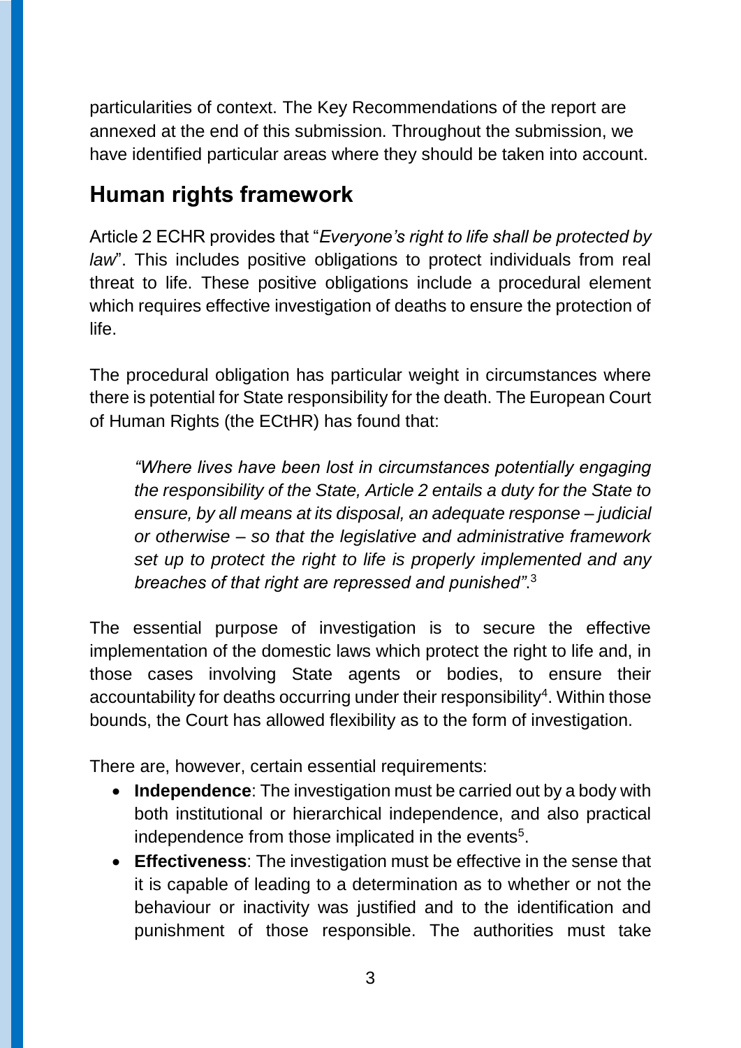particularities of context. The Key Recommendations of the report are annexed at the end of this submission. Throughout the submission, we have identified particular areas where they should be taken into account.

## Human rights framework

Article 2 ECHR provides that "*Everyone's right to life shall be protected by law*". This includes positive obligations to protect individuals from real threat to life. These positive obligations include a procedural element which requires effective investigation of deaths to ensure the protection of life.

The procedural obligation has particular weight in circumstances where there is potential for State responsibility for the death. The European Court of Human Rights (the ECtHR) has found that:

> *"Where lives have been lost in circumstances potentially engaging the responsibility of the State, Article 2 entails a duty for the State to ensure, by all means at its disposal, an adequate response – judicial or otherwise – so that the legislative and administrative framework set up to protect the right to life is properly implemented and any breaches of that right are repressed and punished".*[3]

The essential purpose of investigation is to secure the effective implementation of the domestic laws which protect the right to life and, in those cases involving State agents or bodies, to ensure their accountability for deaths occurring under their responsibility[4]. Within those bounds, the Court has allowed flexibility as to the form of investigation.

There are, however, certain essential requirements:

- **Independence**: The investigation must be carried out by a body with both institutional or hierarchical independence, and also practical independence from those implicated in the events[5].
- **Effectiveness**: The investigation must be effective in the sense that it is capable of leading to a determination as to whether or not the behaviour or inactivity was justified and to the identification and punishment of those responsible. The authorities must take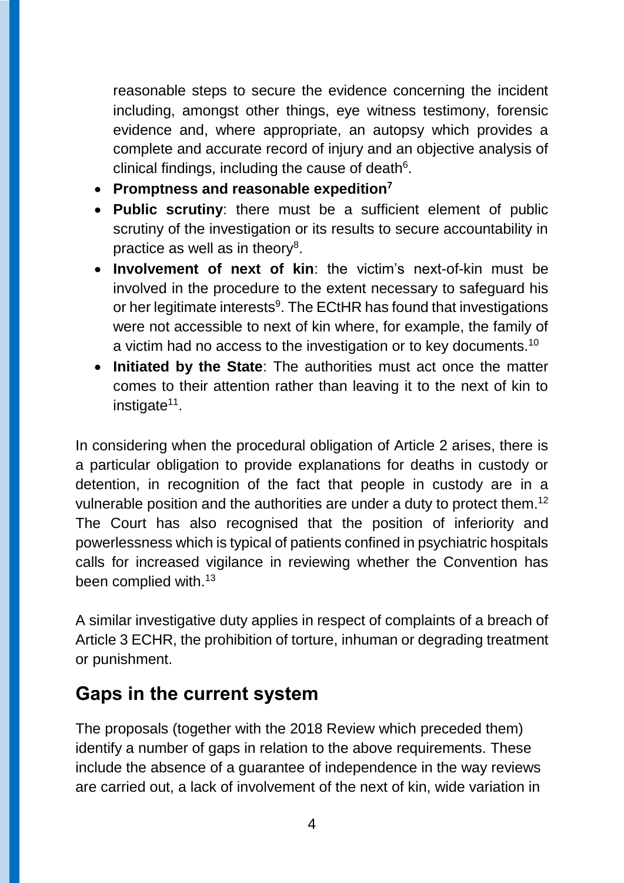reasonable steps to secure the evidence concerning the incident including, amongst other things, eye witness testimony, forensic evidence and, where appropriate, an autopsy which provides a complete and accurate record of injury and an objective analysis of clinical findings, including the cause of death[6].

- **Promptness and reasonable expedition[7]**
- **Public scrutiny**: there must be a sufficient element of public scrutiny of the investigation or its results to secure accountability in practice as well as in theory[8].
- **Involvement of next of kin**: the victim's next-of-kin must be involved in the procedure to the extent necessary to safeguard his or her legitimate interests[9]. The ECtHR has found that investigations were not accessible to next of kin where, for example, the family of a victim had no access to the investigation or to key documents.[10]
- **Initiated by the State**: The authorities must act once the matter comes to their attention rather than leaving it to the next of kin to instigate[11].

In considering when the procedural obligation of Article 2 arises, there is a particular obligation to provide explanations for deaths in custody or detention, in recognition of the fact that people in custody are in a vulnerable position and the authorities are under a duty to protect them.[12] The Court has also recognised that the position of inferiority and powerlessness which is typical of patients confined in psychiatric hospitals calls for increased vigilance in reviewing whether the Convention has been complied with.[13]

A similar investigative duty applies in respect of complaints of a breach of Article 3 ECHR, the prohibition of torture, inhuman or degrading treatment or punishment.

## Gaps in the current system

The proposals (together with the 2018 Review which preceded them) identify a number of gaps in relation to the above requirements. These include the absence of a guarantee of independence in the way reviews are carried out, a lack of involvement of the next of kin, wide variation in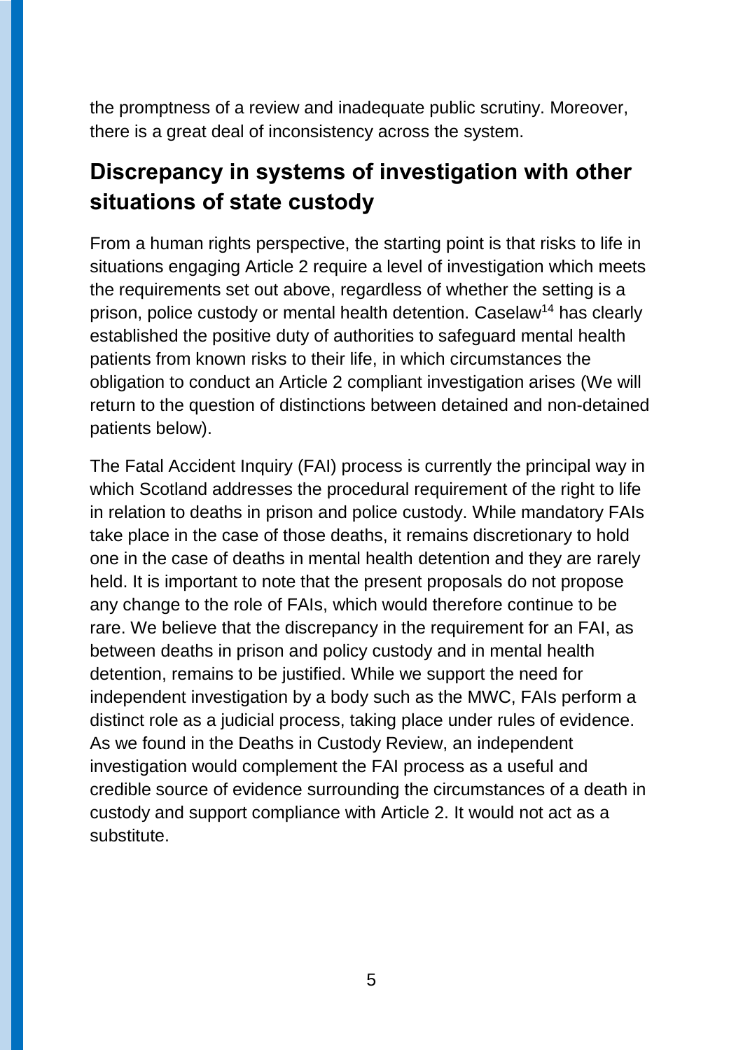the promptness of a review and inadequate public scrutiny. Moreover, there is a great deal of inconsistency across the system.

## Discrepancy in systems of investigation with other situations of state custody

From a human rights perspective, the starting point is that risks to life in situations engaging Article 2 require a level of investigation which meets the requirements set out above, regardless of whether the setting is a prison, police custody or mental health detention. Caselaw[14] has clearly established the positive duty of authorities to safeguard mental health patients from known risks to their life, in which circumstances the obligation to conduct an Article 2 compliant investigation arises (We will return to the question of distinctions between detained and non-detained patients below).

The Fatal Accident Inquiry (FAI) process is currently the principal way in which Scotland addresses the procedural requirement of the right to life in relation to deaths in prison and police custody. While mandatory FAIs take place in the case of those deaths, it remains discretionary to hold one in the case of deaths in mental health detention and they are rarely held. It is important to note that the present proposals do not propose any change to the role of FAIs, which would therefore continue to be rare. We believe that the discrepancy in the requirement for an FAI, as between deaths in prison and policy custody and in mental health detention, remains to be justified. While we support the need for independent investigation by a body such as the MWC, FAIs perform a distinct role as a judicial process, taking place under rules of evidence. As we found in the Deaths in Custody Review, an independent investigation would complement the FAI process as a useful and credible source of evidence surrounding the circumstances of a death in custody and support compliance with Article 2. It would not act as a substitute.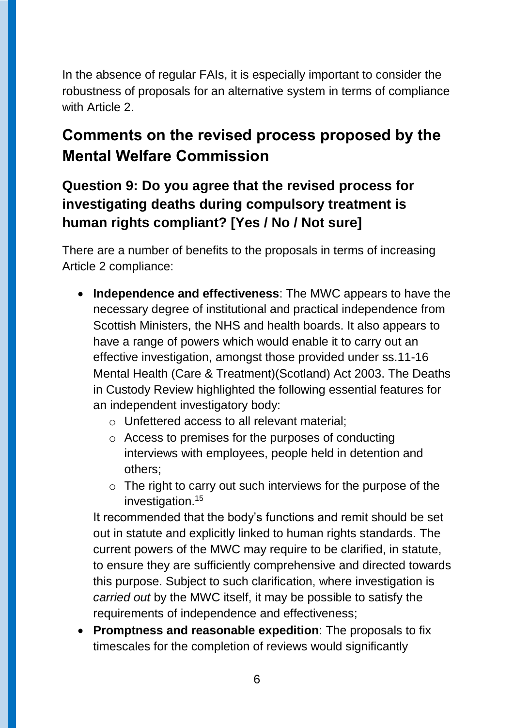In the absence of regular FAIs, it is especially important to consider the robustness of proposals for an alternative system in terms of compliance with Article 2.

## Comments on the revised process proposed by the Mental Welfare Commission

### Question 9: Do you agree that the revised process for investigating deaths during compulsory treatment is human rights compliant? [Yes / No / Not sure]

There are a number of benefits to the proposals in terms of increasing Article 2 compliance:

- **Independence and effectiveness**: The MWC appears to have the necessary degree of institutional and practical independence from Scottish Ministers, the NHS and health boards. It also appears to have a range of powers which would enable it to carry out an effective investigation, amongst those provided under ss.11-16 Mental Health (Care & Treatment)(Scotland) Act 2003. The Deaths in Custody Review highlighted the following essential features for an independent investigatory body:
    - Unfettered access to all relevant material;
    - Access to premises for the purposes of conducting interviews with employees, people held in detention and others;
    - The right to carry out such interviews for the purpose of the investigation.[15]

  It recommended that the body's functions and remit should be set out in statute and explicitly linked to human rights standards. The current powers of the MWC may require to be clarified, in statute, to ensure they are sufficiently comprehensive and directed towards this purpose. Subject to such clarification, where investigation is *carried out* by the MWC itself, it may be possible to satisfy the requirements of independence and effectiveness;
- **Promptness and reasonable expedition**: The proposals to fix timescales for the completion of reviews would significantly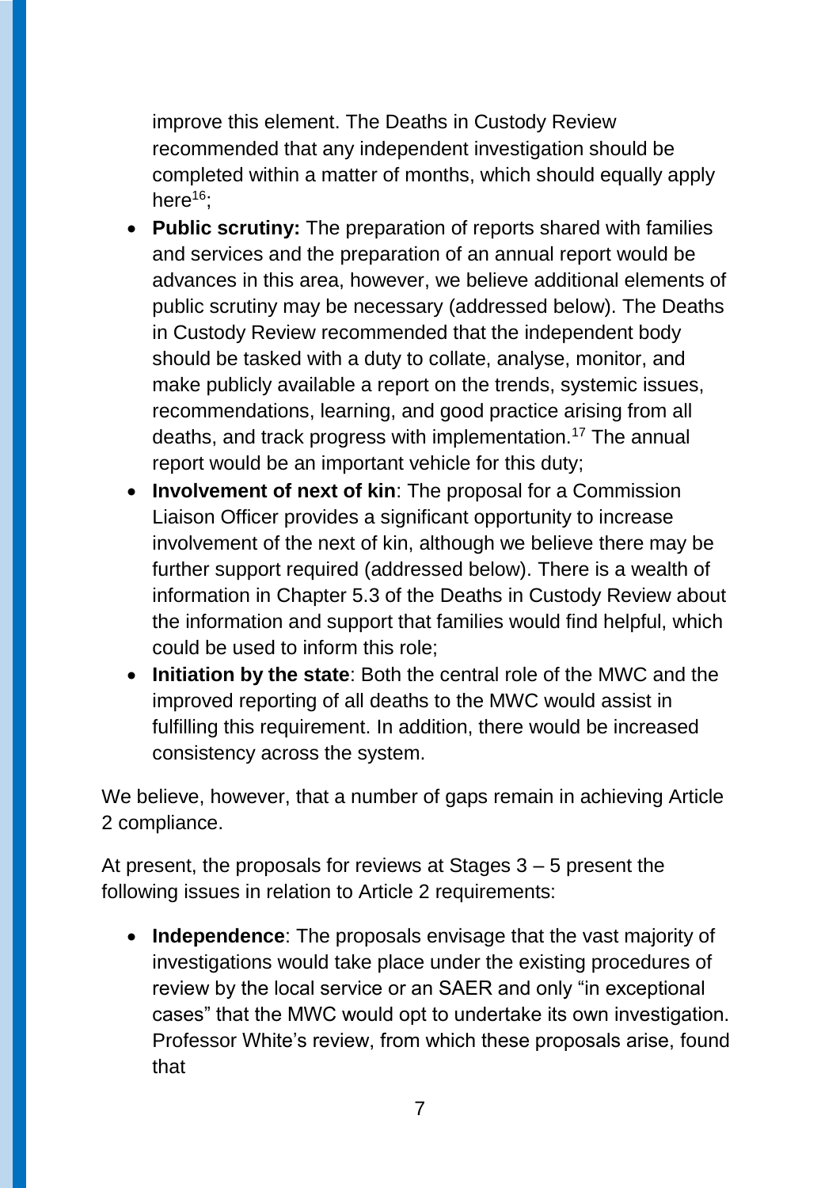improve this element. The Deaths in Custody Review recommended that any independent investigation should be completed within a matter of months, which should equally apply here[16];

- **Public scrutiny:** The preparation of reports shared with families and services and the preparation of an annual report would be advances in this area, however, we believe additional elements of public scrutiny may be necessary (addressed below). The Deaths in Custody Review recommended that the independent body should be tasked with a duty to collate, analyse, monitor, and make publicly available a report on the trends, systemic issues, recommendations, learning, and good practice arising from all deaths, and track progress with implementation.[17] The annual report would be an important vehicle for this duty;
- **Involvement of next of kin**: The proposal for a Commission Liaison Officer provides a significant opportunity to increase involvement of the next of kin, although we believe there may be further support required (addressed below). There is a wealth of information in Chapter 5.3 of the Deaths in Custody Review about the information and support that families would find helpful, which could be used to inform this role;
- **Initiation by the state**: Both the central role of the MWC and the improved reporting of all deaths to the MWC would assist in fulfilling this requirement. In addition, there would be increased consistency across the system.

We believe, however, that a number of gaps remain in achieving Article 2 compliance.

At present, the proposals for reviews at Stages 3 – 5 present the following issues in relation to Article 2 requirements:

- **Independence**: The proposals envisage that the vast majority of investigations would take place under the existing procedures of review by the local service or an SAER and only "in exceptional cases" that the MWC would opt to undertake its own investigation. Professor White's review, from which these proposals arise, found that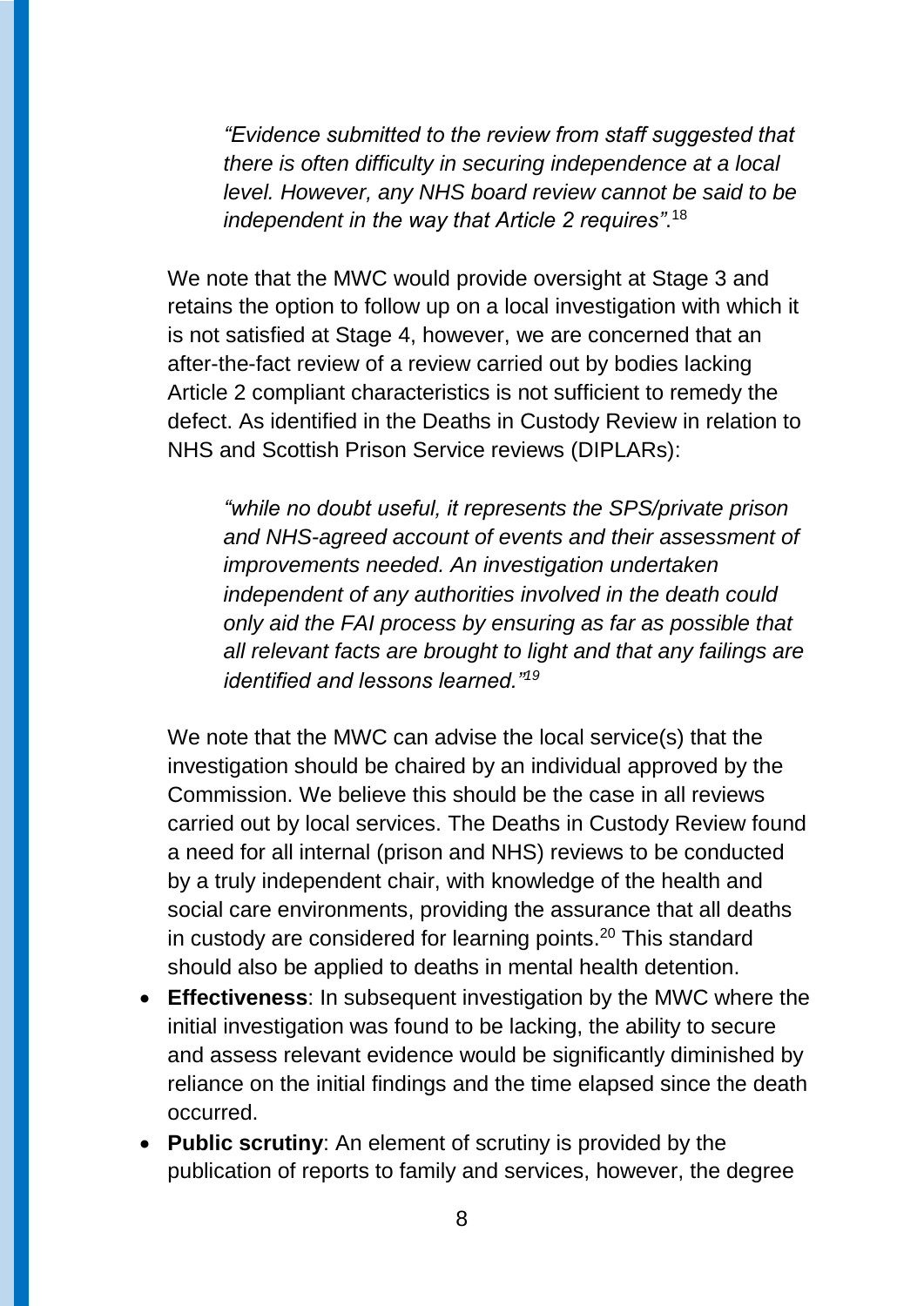> *"Evidence submitted to the review from staff suggested that there is often difficulty in securing independence at a local level. However, any NHS board review cannot be said to be independent in the way that Article 2 requires".*[18]

We note that the MWC would provide oversight at Stage 3 and retains the option to follow up on a local investigation with which it is not satisfied at Stage 4, however, we are concerned that an after-the-fact review of a review carried out by bodies lacking Article 2 compliant characteristics is not sufficient to remedy the defect. As identified in the Deaths in Custody Review in relation to NHS and Scottish Prison Service reviews (DIPLARs):

> *"while no doubt useful, it represents the SPS/private prison and NHS-agreed account of events and their assessment of improvements needed. An investigation undertaken independent of any authorities involved in the death could only aid the FAI process by ensuring as far as possible that all relevant facts are brought to light and that any failings are identified and lessons learned."*[19]

We note that the MWC can advise the local service(s) that the investigation should be chaired by an individual approved by the Commission. We believe this should be the case in all reviews carried out by local services. The Deaths in Custody Review found a need for all internal (prison and NHS) reviews to be conducted by a truly independent chair, with knowledge of the health and social care environments, providing the assurance that all deaths in custody are considered for learning points.[20] This standard should also be applied to deaths in mental health detention.

- **Effectiveness**: In subsequent investigation by the MWC where the initial investigation was found to be lacking, the ability to secure and assess relevant evidence would be significantly diminished by reliance on the initial findings and the time elapsed since the death occurred.
- **Public scrutiny**: An element of scrutiny is provided by the publication of reports to family and services, however, the degree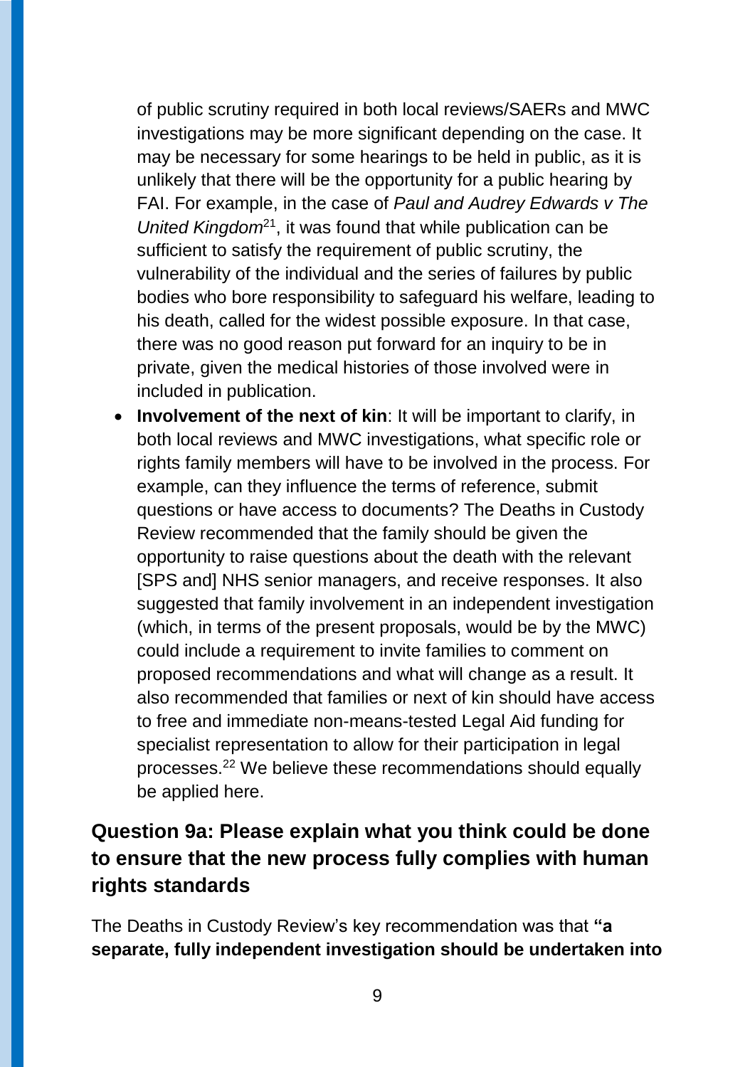of public scrutiny required in both local reviews/SAERs and MWC investigations may be more significant depending on the case. It may be necessary for some hearings to be held in public, as it is unlikely that there will be the opportunity for a public hearing by FAI. For example, in the case of *Paul and Audrey Edwards v The United Kingdom*[21], it was found that while publication can be sufficient to satisfy the requirement of public scrutiny, the vulnerability of the individual and the series of failures by public bodies who bore responsibility to safeguard his welfare, leading to his death, called for the widest possible exposure. In that case, there was no good reason put forward for an inquiry to be in private, given the medical histories of those involved were in included in publication.

- **Involvement of the next of kin**: It will be important to clarify, in both local reviews and MWC investigations, what specific role or rights family members will have to be involved in the process. For example, can they influence the terms of reference, submit questions or have access to documents? The Deaths in Custody Review recommended that the family should be given the opportunity to raise questions about the death with the relevant [SPS and] NHS senior managers, and receive responses. It also suggested that family involvement in an independent investigation (which, in terms of the present proposals, would be by the MWC) could include a requirement to invite families to comment on proposed recommendations and what will change as a result. It also recommended that families or next of kin should have access to free and immediate non-means-tested Legal Aid funding for specialist representation to allow for their participation in legal processes.[22] We believe these recommendations should equally be applied here.

## Question 9a: Please explain what you think could be done to ensure that the new process fully complies with human rights standards

The Deaths in Custody Review's key recommendation was that **"a separate, fully independent investigation should be undertaken into**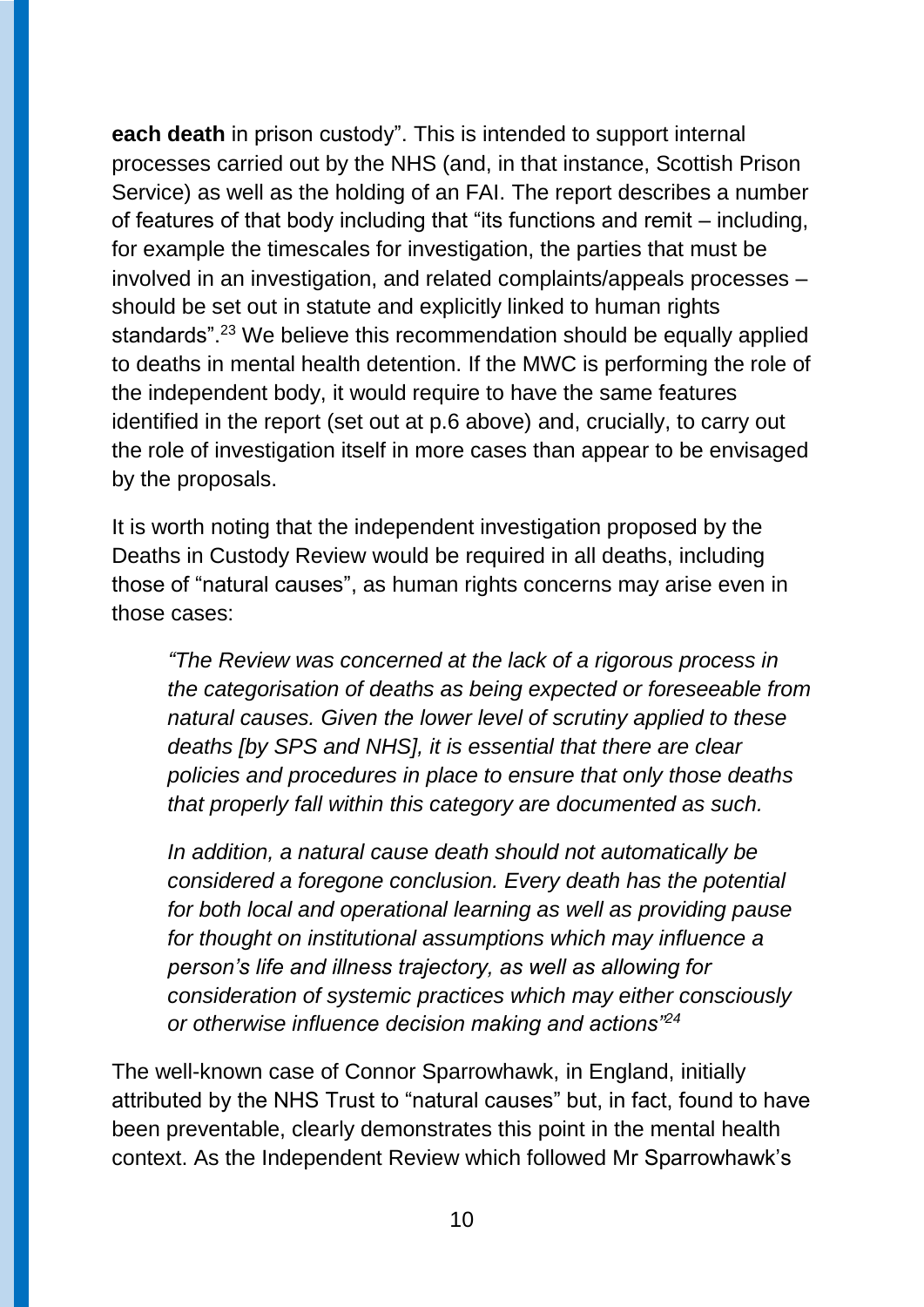**each death** in prison custody". This is intended to support internal processes carried out by the NHS (and, in that instance, Scottish Prison Service) as well as the holding of an FAI. The report describes a number of features of that body including that "its functions and remit – including, for example the timescales for investigation, the parties that must be involved in an investigation, and related complaints/appeals processes – should be set out in statute and explicitly linked to human rights standards".[23] We believe this recommendation should be equally applied to deaths in mental health detention. If the MWC is performing the role of the independent body, it would require to have the same features identified in the report (set out at p.6 above) and, crucially, to carry out the role of investigation itself in more cases than appear to be envisaged by the proposals.

It is worth noting that the independent investigation proposed by the Deaths in Custody Review would be required in all deaths, including those of "natural causes", as human rights concerns may arise even in those cases:

> *"The Review was concerned at the lack of a rigorous process in the categorisation of deaths as being expected or foreseeable from natural causes. Given the lower level of scrutiny applied to these deaths [by SPS and NHS], it is essential that there are clear policies and procedures in place to ensure that only those deaths that properly fall within this category are documented as such.*
>
> *In addition, a natural cause death should not automatically be considered a foregone conclusion. Every death has the potential for both local and operational learning as well as providing pause for thought on institutional assumptions which may influence a person's life and illness trajectory, as well as allowing for consideration of systemic practices which may either consciously or otherwise influence decision making and actions"*[24]

The well-known case of Connor Sparrowhawk, in England, initially attributed by the NHS Trust to "natural causes" but, in fact, found to have been preventable, clearly demonstrates this point in the mental health context. As the Independent Review which followed Mr Sparrowhawk's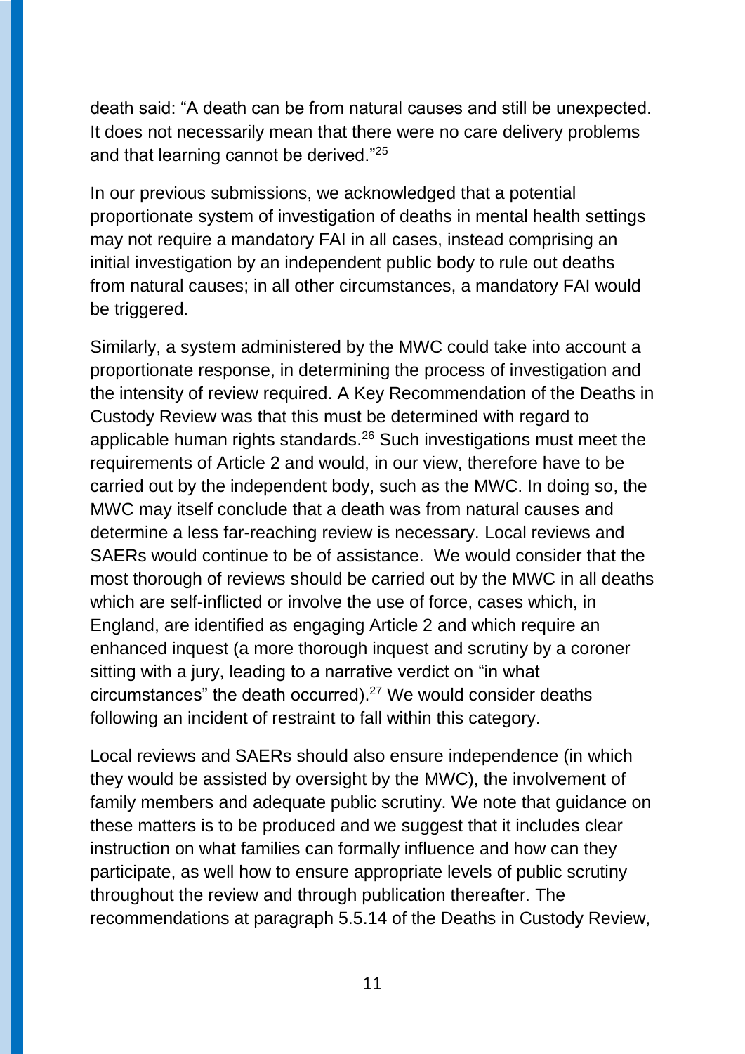death said: "A death can be from natural causes and still be unexpected. It does not necessarily mean that there were no care delivery problems and that learning cannot be derived."[25]

In our previous submissions, we acknowledged that a potential proportionate system of investigation of deaths in mental health settings may not require a mandatory FAI in all cases, instead comprising an initial investigation by an independent public body to rule out deaths from natural causes; in all other circumstances, a mandatory FAI would be triggered.

Similarly, a system administered by the MWC could take into account a proportionate response, in determining the process of investigation and the intensity of review required. A Key Recommendation of the Deaths in Custody Review was that this must be determined with regard to applicable human rights standards.[26] Such investigations must meet the requirements of Article 2 and would, in our view, therefore have to be carried out by the independent body, such as the MWC. In doing so, the MWC may itself conclude that a death was from natural causes and determine a less far-reaching review is necessary. Local reviews and SAERs would continue to be of assistance. We would consider that the most thorough of reviews should be carried out by the MWC in all deaths which are self-inflicted or involve the use of force, cases which, in England, are identified as engaging Article 2 and which require an enhanced inquest (a more thorough inquest and scrutiny by a coroner sitting with a jury, leading to a narrative verdict on "in what circumstances" the death occurred).[27] We would consider deaths following an incident of restraint to fall within this category.

Local reviews and SAERs should also ensure independence (in which they would be assisted by oversight by the MWC), the involvement of family members and adequate public scrutiny. We note that guidance on these matters is to be produced and we suggest that it includes clear instruction on what families can formally influence and how can they participate, as well how to ensure appropriate levels of public scrutiny throughout the review and through publication thereafter. The recommendations at paragraph 5.5.14 of the Deaths in Custody Review,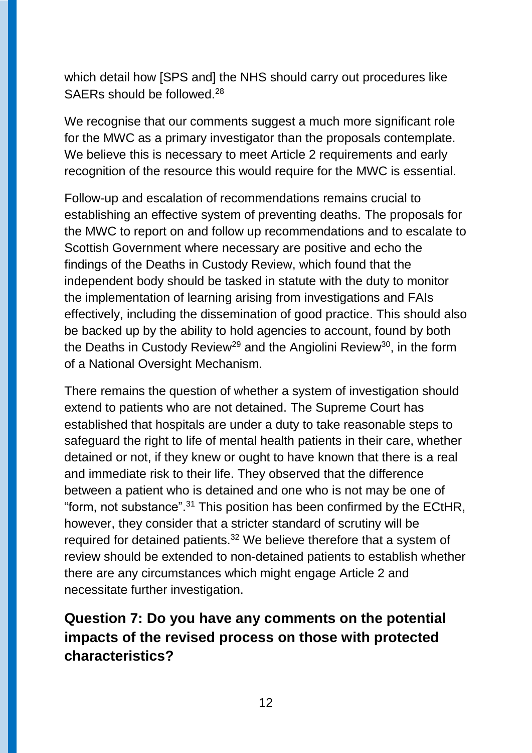which detail how [SPS and] the NHS should carry out procedures like SAERs should be followed.[28]

We recognise that our comments suggest a much more significant role for the MWC as a primary investigator than the proposals contemplate. We believe this is necessary to meet Article 2 requirements and early recognition of the resource this would require for the MWC is essential.

Follow-up and escalation of recommendations remains crucial to establishing an effective system of preventing deaths. The proposals for the MWC to report on and follow up recommendations and to escalate to Scottish Government where necessary are positive and echo the findings of the Deaths in Custody Review, which found that the independent body should be tasked in statute with the duty to monitor the implementation of learning arising from investigations and FAIs effectively, including the dissemination of good practice. This should also be backed up by the ability to hold agencies to account, found by both the Deaths in Custody Review[29] and the Angiolini Review[30], in the form of a National Oversight Mechanism.

There remains the question of whether a system of investigation should extend to patients who are not detained. The Supreme Court has established that hospitals are under a duty to take reasonable steps to safeguard the right to life of mental health patients in their care, whether detained or not, if they knew or ought to have known that there is a real and immediate risk to their life. They observed that the difference between a patient who is detained and one who is not may be one of "form, not substance".[31] This position has been confirmed by the ECtHR, however, they consider that a stricter standard of scrutiny will be required for detained patients.[32] We believe therefore that a system of review should be extended to non-detained patients to establish whether there are any circumstances which might engage Article 2 and necessitate further investigation.

## Question 7: Do you have any comments on the potential impacts of the revised process on those with protected characteristics?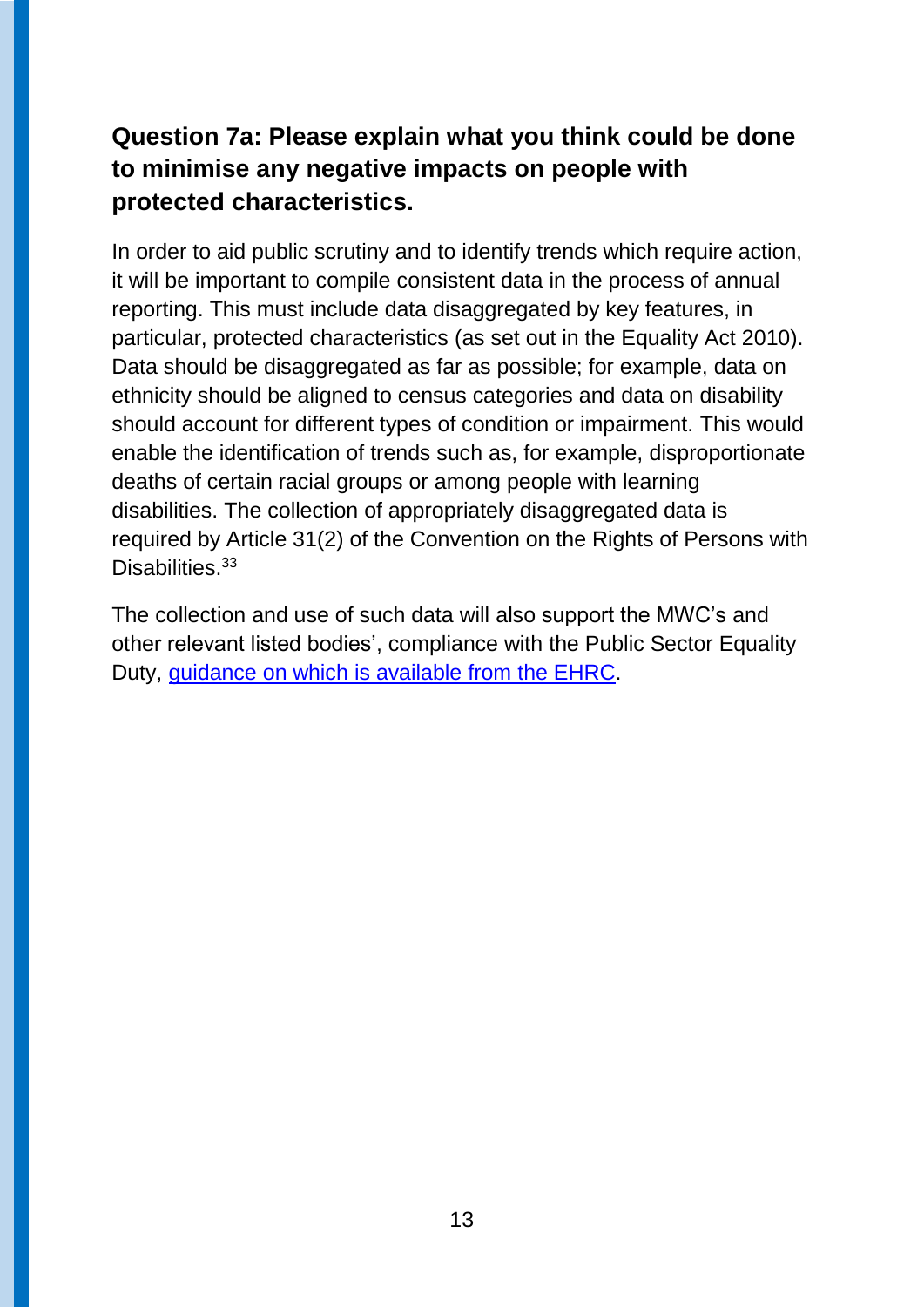### Question 7a: Please explain what you think could be done to minimise any negative impacts on people with protected characteristics.

In order to aid public scrutiny and to identify trends which require action, it will be important to compile consistent data in the process of annual reporting. This must include data disaggregated by key features, in particular, protected characteristics (as set out in the Equality Act 2010). Data should be disaggregated as far as possible; for example, data on ethnicity should be aligned to census categories and data on disability should account for different types of condition or impairment. This would enable the identification of trends such as, for example, disproportionate deaths of certain racial groups or among people with learning disabilities. The collection of appropriately disaggregated data is required by Article 31(2) of the Convention on the Rights of Persons with Disabilities.[33]

The collection and use of such data will also support the MWC's and other relevant listed bodies', compliance with the Public Sector Equality Duty, guidance on which is available from the EHRC.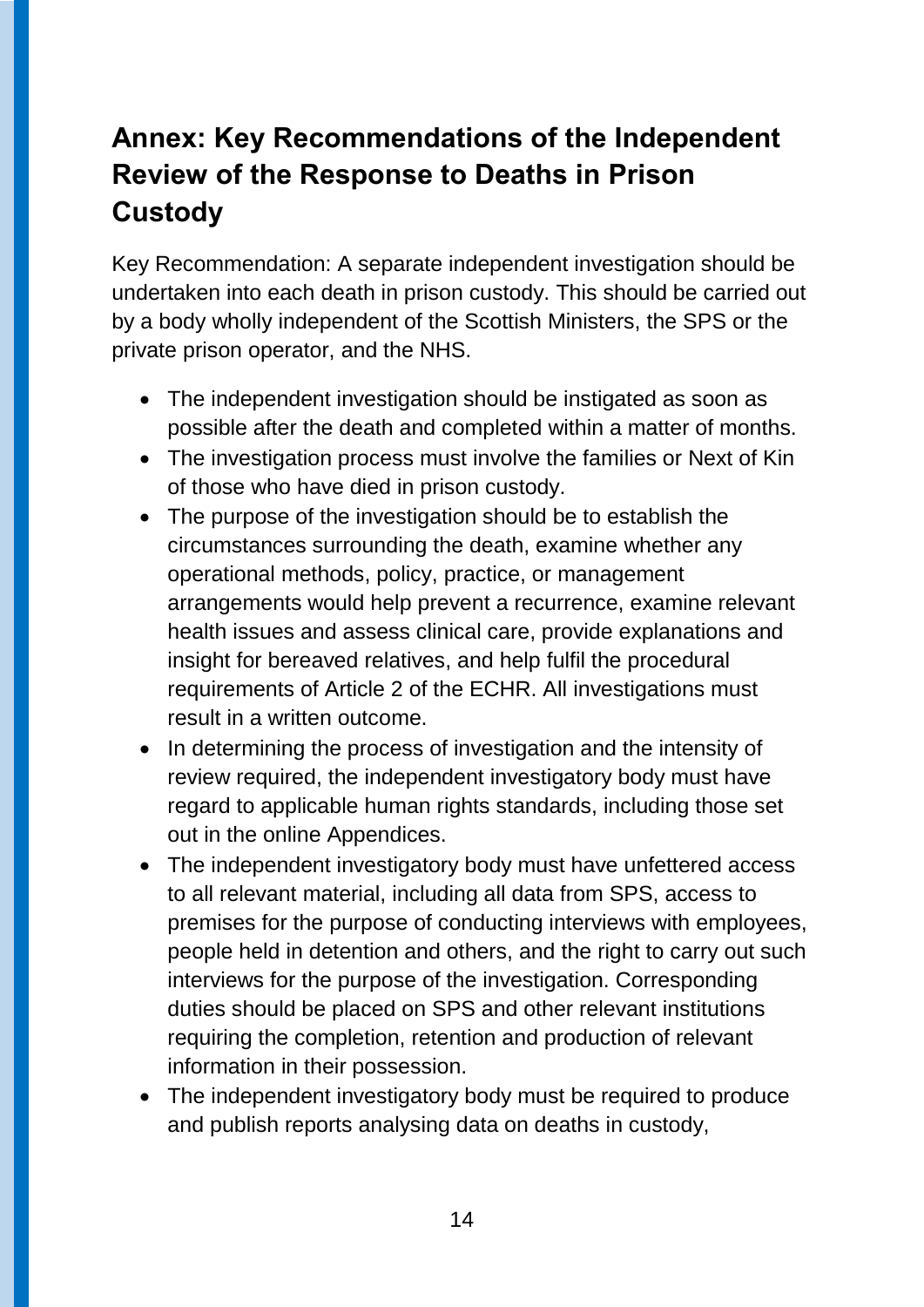## Annex: Key Recommendations of the Independent Review of the Response to Deaths in Prison Custody

Key Recommendation: A separate independent investigation should be undertaken into each death in prison custody. This should be carried out by a body wholly independent of the Scottish Ministers, the SPS or the private prison operator, and the NHS.

- The independent investigation should be instigated as soon as possible after the death and completed within a matter of months.
- The investigation process must involve the families or Next of Kin of those who have died in prison custody.
- The purpose of the investigation should be to establish the circumstances surrounding the death, examine whether any operational methods, policy, practice, or management arrangements would help prevent a recurrence, examine relevant health issues and assess clinical care, provide explanations and insight for bereaved relatives, and help fulfil the procedural requirements of Article 2 of the ECHR. All investigations must result in a written outcome.
- In determining the process of investigation and the intensity of review required, the independent investigatory body must have regard to applicable human rights standards, including those set out in the online Appendices.
- The independent investigatory body must have unfettered access to all relevant material, including all data from SPS, access to premises for the purpose of conducting interviews with employees, people held in detention and others, and the right to carry out such interviews for the purpose of the investigation. Corresponding duties should be placed on SPS and other relevant institutions requiring the completion, retention and production of relevant information in their possession.
- The independent investigatory body must be required to produce and publish reports analysing data on deaths in custody,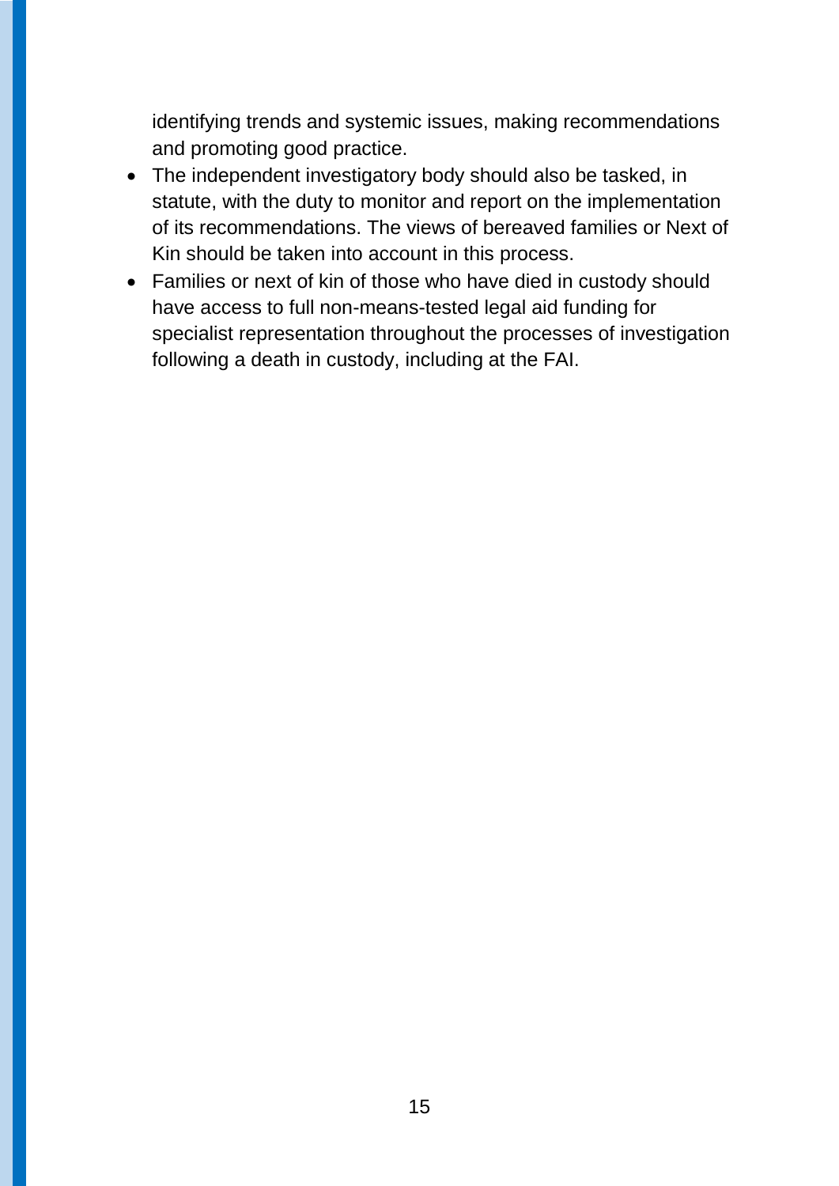identifying trends and systemic issues, making recommendations and promoting good practice.

- The independent investigatory body should also be tasked, in statute, with the duty to monitor and report on the implementation of its recommendations. The views of bereaved families or Next of Kin should be taken into account in this process.
- Families or next of kin of those who have died in custody should have access to full non-means-tested legal aid funding for specialist representation throughout the processes of investigation following a death in custody, including at the FAI.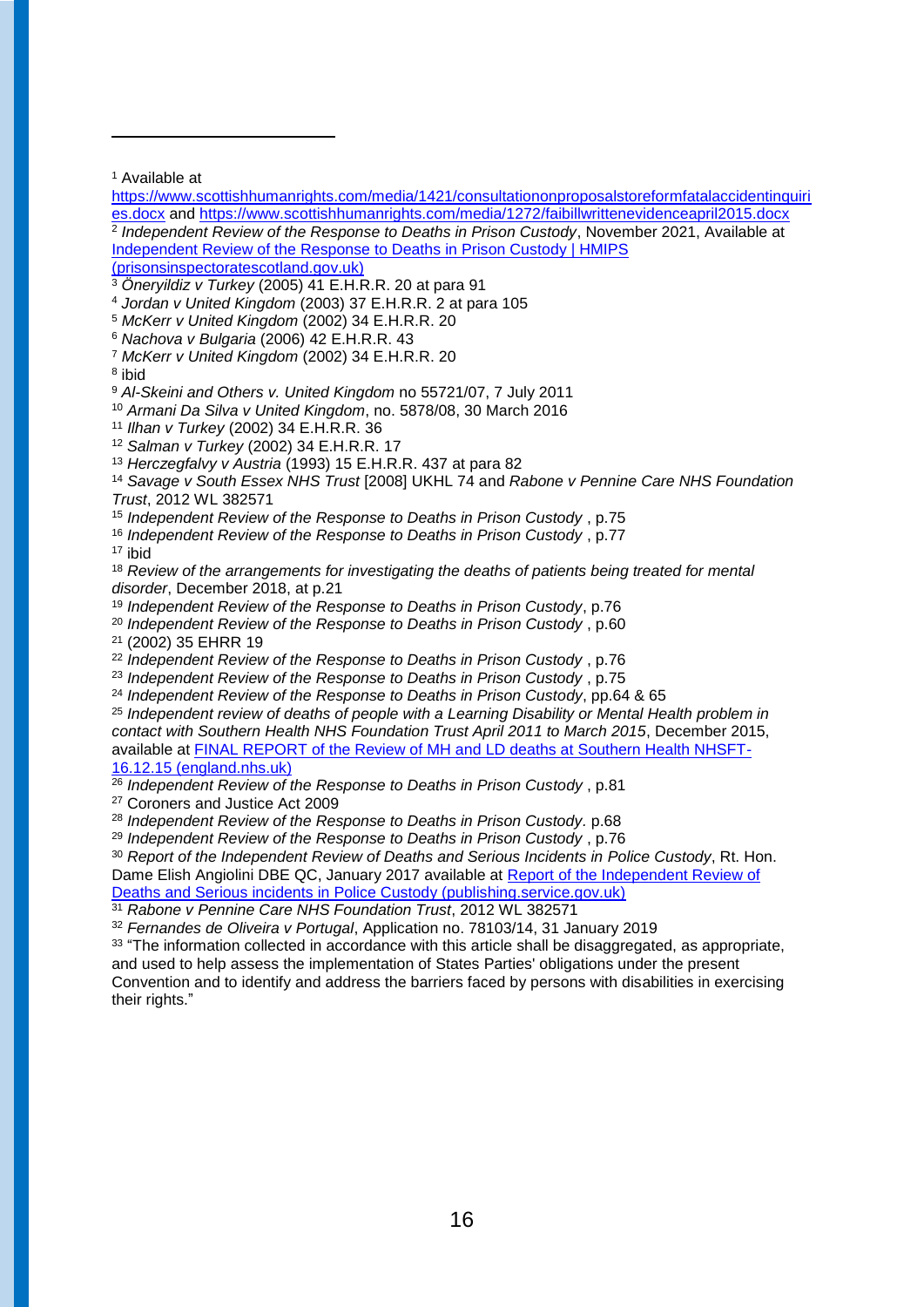[1] Available at https://www.scottishhumanrights.com/media/1421/consultationonproposalstoreformfatalaccidentinquiries.docx and https://www.scottishhumanrights.com/media/1272/faibillwrittenevidenceapril2015.docx

[2] *Independent Review of the Response to Deaths in Prison Custody*, November 2021, Available at [Independent Review of the Response to Deaths in Prison Custody | HMIPS (prisonsinspectoratescotland.gov.uk)]

[3] *Öneryildiz v Turkey* (2005) 41 E.H.R.R. 20 at para 91

[4] *Jordan v United Kingdom* (2003) 37 E.H.R.R. 2 at para 105

[5] *McKerr v United Kingdom* (2002) 34 E.H.R.R. 20

[6] *Nachova v Bulgaria* (2006) 42 E.H.R.R. 43

[7] *McKerr v United Kingdom* (2002) 34 E.H.R.R. 20

[8] ibid

[9] *Al-Skeini and Others v. United Kingdom* no 55721/07, 7 July 2011

[10] *Armani Da Silva v United Kingdom*, no. 5878/08, 30 March 2016

[11] *Ilhan v Turkey* (2002) 34 E.H.R.R. 36

[12] *Salman v Turkey* (2002) 34 E.H.R.R. 17

[13] *Herczegfalvy v Austria* (1993) 15 E.H.R.R. 437 at para 82

[14] *Savage v South Essex NHS Trust* [2008] UKHL 74 and *Rabone v Pennine Care NHS Foundation Trust*, 2012 WL 382571

[15] *Independent Review of the Response to Deaths in Prison Custody* , p.75

[16] *Independent Review of the Response to Deaths in Prison Custody* , p.77

[17] ibid

[18] *Review of the arrangements for investigating the deaths of patients being treated for mental disorder*, December 2018, at p.21

[19] *Independent Review of the Response to Deaths in Prison Custody*, p.76

[20] *Independent Review of the Response to Deaths in Prison Custody* , p.60

[21] (2002) 35 EHRR 19

[22] *Independent Review of the Response to Deaths in Prison Custody* , p.76

[23] *Independent Review of the Response to Deaths in Prison Custody* , p.75

[24] *Independent Review of the Response to Deaths in Prison Custody*, pp.64 & 65

[25] *Independent review of deaths of people with a Learning Disability or Mental Health problem in contact with Southern Health NHS Foundation Trust April 2011 to March 2015*, December 2015, available at [FINAL REPORT of the Review of MH and LD deaths at Southern Health NHSFT-16.12.15 (england.nhs.uk)]

[26] *Independent Review of the Response to Deaths in Prison Custody* , p.81

[27] Coroners and Justice Act 2009

[28] *Independent Review of the Response to Deaths in Prison Custody*. p.68

[29] *Independent Review of the Response to Deaths in Prison Custody* , p.76

[30] *Report of the Independent Review of Deaths and Serious Incidents in Police Custody*, Rt. Hon. Dame Elish Angiolini DBE QC, January 2017 available at [Report of the Independent Review of Deaths and Serious incidents in Police Custody (publishing.service.gov.uk)]

[31] *Rabone v Pennine Care NHS Foundation Trust*, 2012 WL 382571

[32] *Fernandes de Oliveira v Portugal*, Application no. 78103/14, 31 January 2019

[33] "The information collected in accordance with this article shall be disaggregated, as appropriate, and used to help assess the implementation of States Parties' obligations under the present Convention and to identify and address the barriers faced by persons with disabilities in exercising their rights."